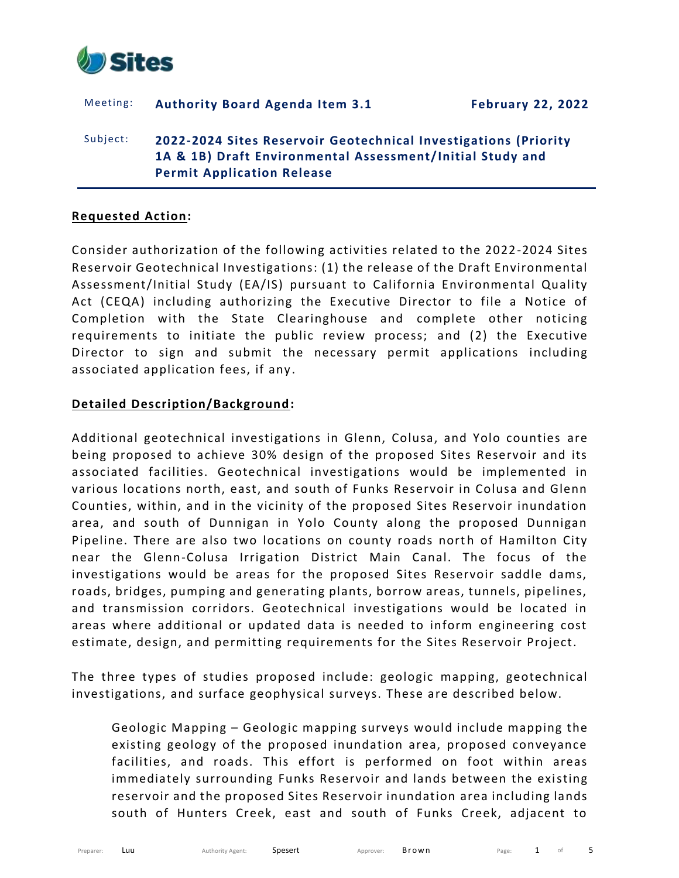Sites

Meeting: **Authority Board Agenda Item 3.1** **February 22, 2022**

Subject: **2022-2024 Sites Reservoir Geotechnical Investigations (Priority 1A & 1B) Draft Environmental Assessment/Initial Study and Permit Application Release**

## Requested Action:

Consider authorization of the following activities related to the 2022-2024 Sites Reservoir Geotechnical Investigations: (1) the release of the Draft Environmental Assessment/Initial Study (EA/IS) pursuant to California Environmental Quality Act (CEQA) including authorizing the Executive Director to file a Notice of Completion with the State Clearinghouse and complete other noticing requirements to initiate the public review process; and (2) the Executive Director to sign and submit the necessary permit applications including associated application fees, if any.

## Detailed Description/Background:

Additional geotechnical investigations in Glenn, Colusa, and Yolo counties are being proposed to achieve 30% design of the proposed Sites Reservoir and its associated facilities. Geotechnical investigations would be implemented in various locations north, east, and south of Funks Reservoir in Colusa and Glenn Counties, within, and in the vicinity of the proposed Sites Reservoir inundation area, and south of Dunnigan in Yolo County along the proposed Dunnigan Pipeline. There are also two locations on county roads north of Hamilton City near the Glenn-Colusa Irrigation District Main Canal. The focus of the investigations would be areas for the proposed Sites Reservoir saddle dams, roads, bridges, pumping and generating plants, borrow areas, tunnels, pipelines, and transmission corridors. Geotechnical investigations would be located in areas where additional or updated data is needed to inform engineering cost estimate, design, and permitting requirements for the Sites Reservoir Project.

The three types of studies proposed include: geologic mapping, geotechnical investigations, and surface geophysical surveys. These are described below.

> Geologic Mapping – Geologic mapping surveys would include mapping the existing geology of the proposed inundation area, proposed conveyance facilities, and roads. This effort is performed on foot within areas immediately surrounding Funks Reservoir and lands between the existing reservoir and the proposed Sites Reservoir inundation area including lands south of Hunters Creek, east and south of Funks Creek, adjacent to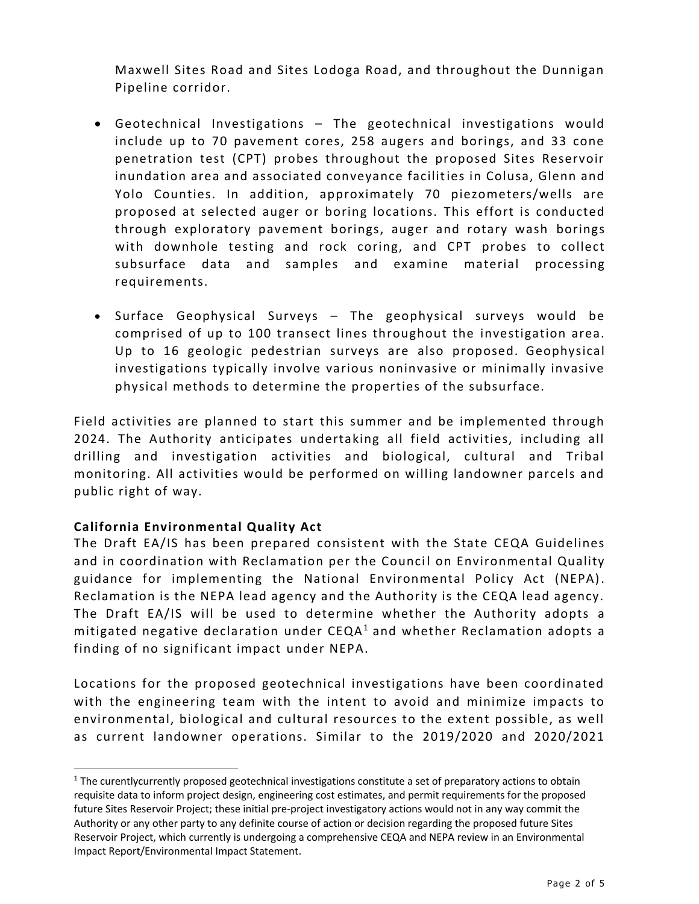Maxwell Sites Road and Sites Lodoga Road, and throughout the Dunnigan Pipeline corridor.

- Geotechnical Investigations – The geotechnical investigations would include up to 70 pavement cores, 258 augers and borings, and 33 cone penetration test (CPT) probes throughout the proposed Sites Reservoir inundation area and associated conveyance facilities in Colusa, Glenn and Yolo Counties. In addition, approximately 70 piezometers/wells are proposed at selected auger or boring locations. This effort is conducted through exploratory pavement borings, auger and rotary wash borings with downhole testing and rock coring, and CPT probes to collect subsurface data and samples and examine material processing requirements.

- Surface Geophysical Surveys – The geophysical surveys would be comprised of up to 100 transect lines throughout the investigation area. Up to 16 geologic pedestrian surveys are also proposed. Geophysical investigations typically involve various noninvasive or minimally invasive physical methods to determine the properties of the subsurface.

Field activities are planned to start this summer and be implemented through 2024. The Authority anticipates undertaking all field activities, including all drilling and investigation activities and biological, cultural and Tribal monitoring. All activities would be performed on willing landowner parcels and public right of way.

**California Environmental Quality Act**

The Draft EA/IS has been prepared consistent with the State CEQA Guidelines and in coordination with Reclamation per the Council on Environmental Quality guidance for implementing the National Environmental Policy Act (NEPA). Reclamation is the NEPA lead agency and the Authority is the CEQA lead agency. The Draft EA/IS will be used to determine whether the Authority adopts a mitigated negative declaration under CEQA[1] and whether Reclamation adopts a finding of no significant impact under NEPA.

Locations for the proposed geotechnical investigations have been coordinated with the engineering team with the intent to avoid and minimize impacts to environmental, biological and cultural resources to the extent possible, as well as current landowner operations. Similar to the 2019/2020 and 2020/2021

[1] The curentlycurrently proposed geotechnical investigations constitute a set of preparatory actions to obtain requisite data to inform project design, engineering cost estimates, and permit requirements for the proposed future Sites Reservoir Project; these initial pre-project investigatory actions would not in any way commit the Authority or any other party to any definite course of action or decision regarding the proposed future Sites Reservoir Project, which currently is undergoing a comprehensive CEQA and NEPA review in an Environmental Impact Report/Environmental Impact Statement.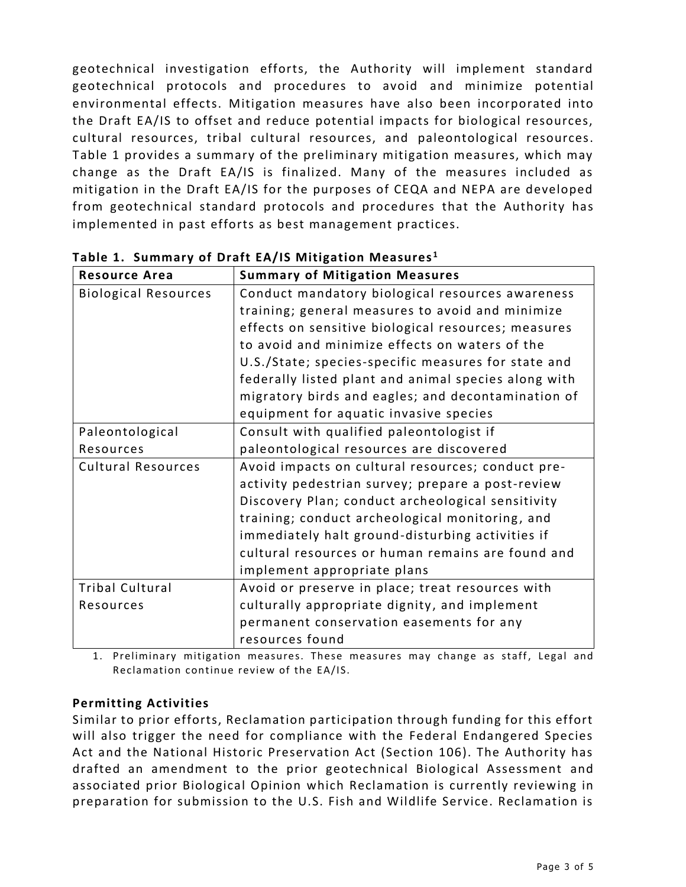geotechnical investigation efforts, the Authority will implement standard geotechnical protocols and procedures to avoid and minimize potential environmental effects. Mitigation measures have also been incorporated into the Draft EA/IS to offset and reduce potential impacts for biological resources, cultural resources, tribal cultural resources, and paleontological resources. Table 1 provides a summary of the preliminary mitigation measures, which may change as the Draft EA/IS is finalized. Many of the measures included as mitigation in the Draft EA/IS for the purposes of CEQA and NEPA are developed from geotechnical standard protocols and procedures that the Authority has implemented in past efforts as best management practices.

**Table 1. Summary of Draft EA/IS Mitigation Measures[1]**

| Resource Area | Summary of Mitigation Measures |
|---|---|
| Biological Resources | Conduct mandatory biological resources awareness training; general measures to avoid and minimize effects on sensitive biological resources; measures to avoid and minimize effects on waters of the U.S./State; species-specific measures for state and federally listed plant and animal species along with migratory birds and eagles; and decontamination of equipment for aquatic invasive species |
| Paleontological Resources | Consult with qualified paleontologist if paleontological resources are discovered |
| Cultural Resources | Avoid impacts on cultural resources; conduct pre-activity pedestrian survey; prepare a post-review Discovery Plan; conduct archeological sensitivity training; conduct archeological monitoring, and immediately halt ground-disturbing activities if cultural resources or human remains are found and implement appropriate plans |
| Tribal Cultural Resources | Avoid or preserve in place; treat resources with culturally appropriate dignity, and implement permanent conservation easements for any resources found |

1. Preliminary mitigation measures. These measures may change as staff, Legal and Reclamation continue review of the EA/IS.

**Permitting Activities**

Similar to prior efforts, Reclamation participation through funding for this effort will also trigger the need for compliance with the Federal Endangered Species Act and the National Historic Preservation Act (Section 106). The Authority has drafted an amendment to the prior geotechnical Biological Assessment and associated prior Biological Opinion which Reclamation is currently reviewing in preparation for submission to the U.S. Fish and Wildlife Service. Reclamation is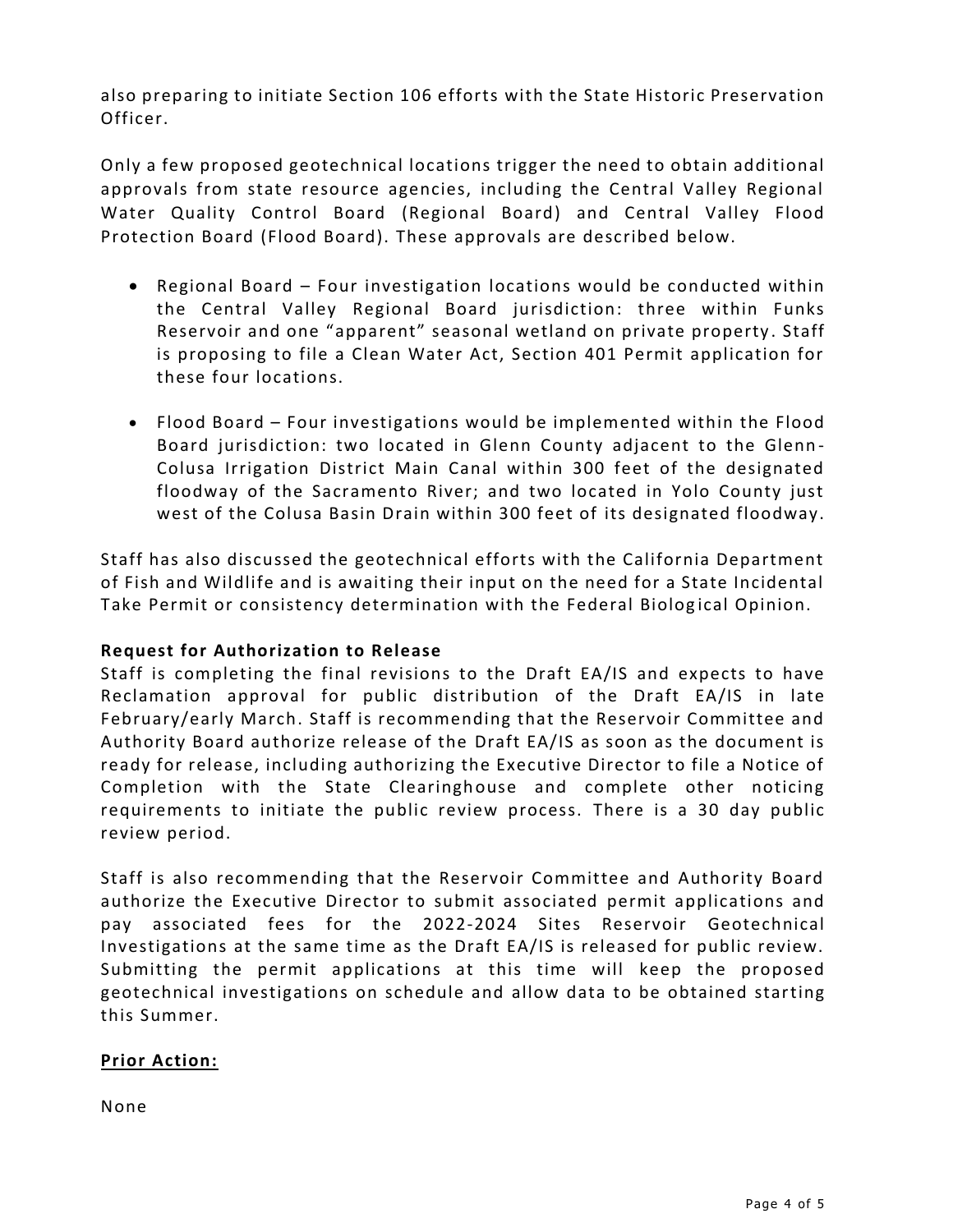also preparing to initiate Section 106 efforts with the State Historic Preservation Officer.

Only a few proposed geotechnical locations trigger the need to obtain additional approvals from state resource agencies, including the Central Valley Regional Water Quality Control Board (Regional Board) and Central Valley Flood Protection Board (Flood Board). These approvals are described below.

- Regional Board – Four investigation locations would be conducted within the Central Valley Regional Board jurisdiction: three within Funks Reservoir and one "apparent" seasonal wetland on private property. Staff is proposing to file a Clean Water Act, Section 401 Permit application for these four locations.
- Flood Board – Four investigations would be implemented within the Flood Board jurisdiction: two located in Glenn County adjacent to the Glenn-Colusa Irrigation District Main Canal within 300 feet of the designated floodway of the Sacramento River; and two located in Yolo County just west of the Colusa Basin Drain within 300 feet of its designated floodway.

Staff has also discussed the geotechnical efforts with the California Department of Fish and Wildlife and is awaiting their input on the need for a State Incidental Take Permit or consistency determination with the Federal Biological Opinion.

**Request for Authorization to Release**

Staff is completing the final revisions to the Draft EA/IS and expects to have Reclamation approval for public distribution of the Draft EA/IS in late February/early March. Staff is recommending that the Reservoir Committee and Authority Board authorize release of the Draft EA/IS as soon as the document is ready for release, including authorizing the Executive Director to file a Notice of Completion with the State Clearinghouse and complete other noticing requirements to initiate the public review process. There is a 30 day public review period.

Staff is also recommending that the Reservoir Committee and Authority Board authorize the Executive Director to submit associated permit applications and pay associated fees for the 2022-2024 Sites Reservoir Geotechnical Investigations at the same time as the Draft EA/IS is released for public review. Submitting the permit applications at this time will keep the proposed geotechnical investigations on schedule and allow data to be obtained starting this Summer.

**Prior Action:**

None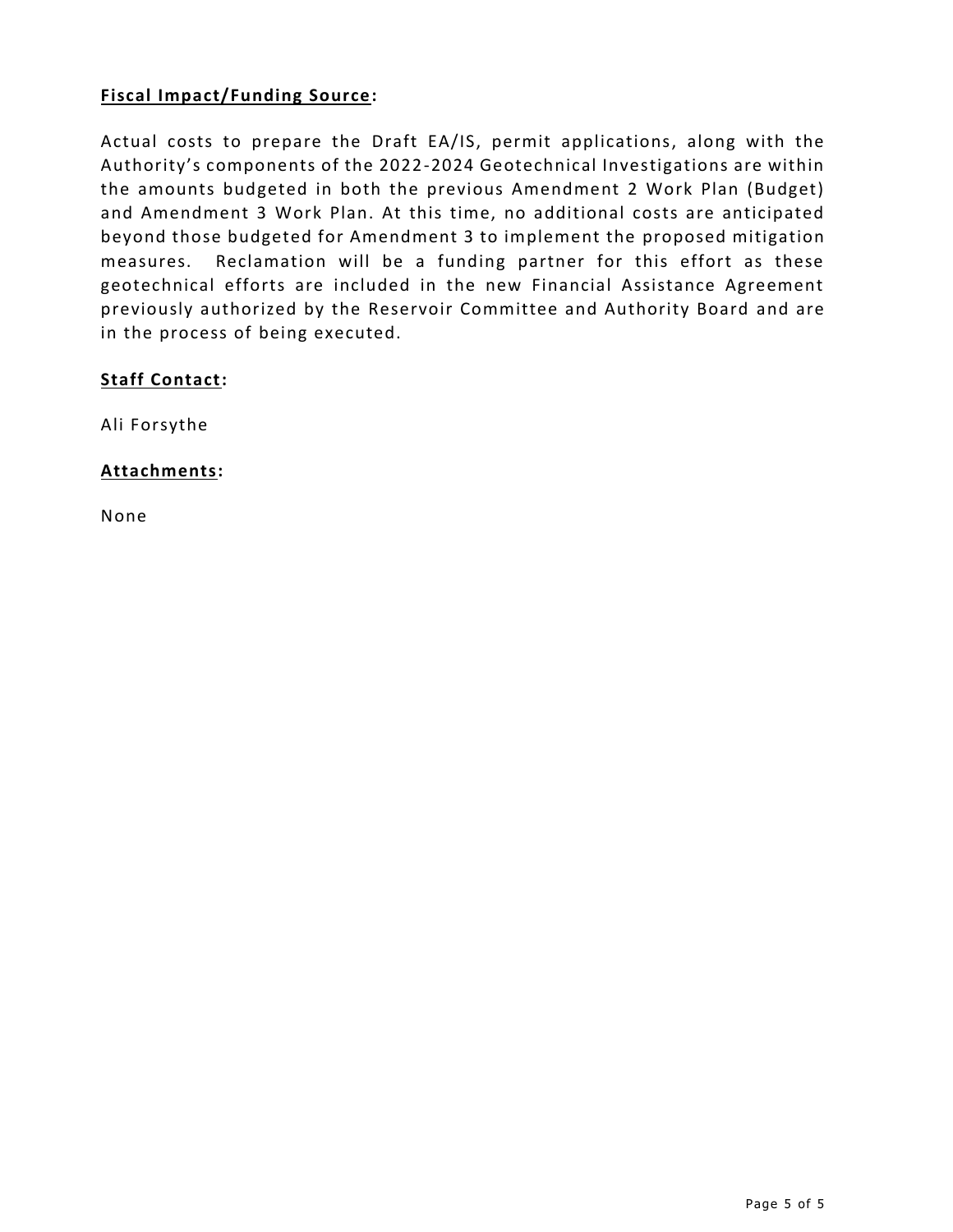**Fiscal Impact/Funding Source:**

Actual costs to prepare the Draft EA/IS, permit applications, along with the Authority's components of the 2022-2024 Geotechnical Investigations are within the amounts budgeted in both the previous Amendment 2 Work Plan (Budget) and Amendment 3 Work Plan. At this time, no additional costs are anticipated beyond those budgeted for Amendment 3 to implement the proposed mitigation measures. Reclamation will be a funding partner for this effort as these geotechnical efforts are included in the new Financial Assistance Agreement previously authorized by the Reservoir Committee and Authority Board and are in the process of being executed.

**Staff Contact:**

Ali Forsythe

**Attachments:**

None